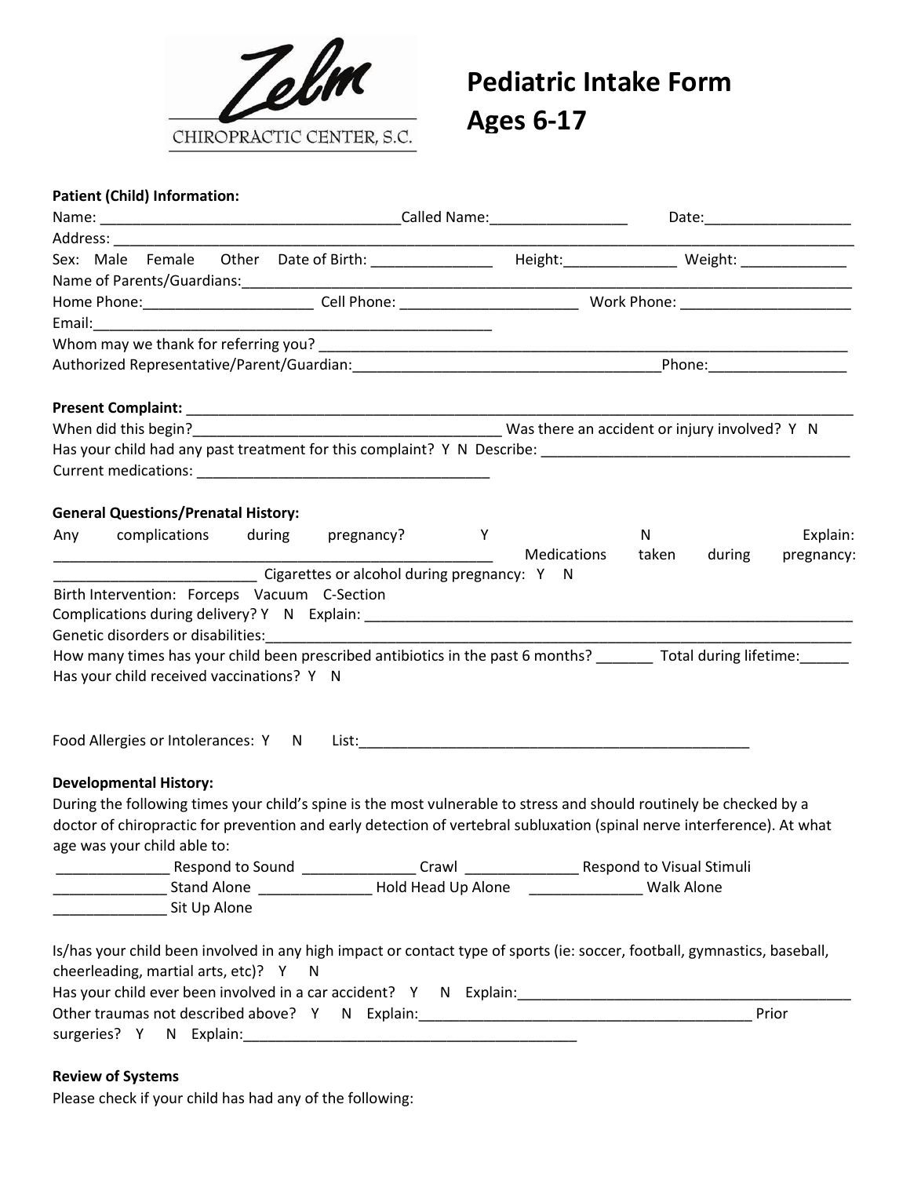Zelm CHIROPRACTIC CENTER, S.C.

# Pediatric Intake Form
# Ages 6-17

**Patient (Child) Information:**

Name: _____________________________________Called Name:_________________ Date:__________________

Address: ____________________________________________________________________________________________

Sex: Male Female Other Date of Birth: _______________ Height:______________ Weight: _____________

Name of Parents/Guardians:_____________________________________________________________________________

Home Phone:____________________ Cell Phone: ______________________ Work Phone: _____________________

Email:___________________________________________________

Whom may we thank for referring you? ________________________________________________________________

Authorized Representative/Parent/Guardian:______________________________________Phone:_________________

**Present Complaint:** ______________________________________________________________________________

When did this begin?______________________________________ Was there an accident or injury involved? Y N

Has your child had any past treatment for this complaint? Y N Describe: ______________________________________

Current medications: ____________________________________

**General Questions/Prenatal History:**

Any complications during pregnancy? Y N Explain: ___________________________________________________ Medications taken during pregnancy: _________________________ Cigarettes or alcohol during pregnancy: Y N

Birth Intervention: Forceps Vacuum C-Section

Complications during delivery? Y N Explain: _________________________________________________________

Genetic disorders or disabilities:___________________________________________________________________

How many times has your child been prescribed antibiotics in the past 6 months? _______ Total during lifetime:______

Has your child received vaccinations? Y N

Food Allergies or Intolerances: Y N List:__________________________________________________

**Developmental History:**

During the following times your child's spine is the most vulnerable to stress and should routinely be checked by a doctor of chiropractic for prevention and early detection of vertebral subluxation (spinal nerve interference). At what age was your child able to:

______________ Respond to Sound ______________ Crawl ______________ Respond to Visual Stimuli

______________ Stand Alone ______________ Hold Head Up Alone ______________ Walk Alone

______________ Sit Up Alone

Is/has your child been involved in any high impact or contact type of sports (ie: soccer, football, gymnastics, baseball, cheerleading, martial arts, etc)? Y N

Has your child ever been involved in a car accident? Y N Explain:___________________________________________

Other traumas not described above? Y N Explain:__________________________________________ Prior surgeries? Y N Explain:__________________________________________

**Review of Systems**

Please check if your child has had any of the following: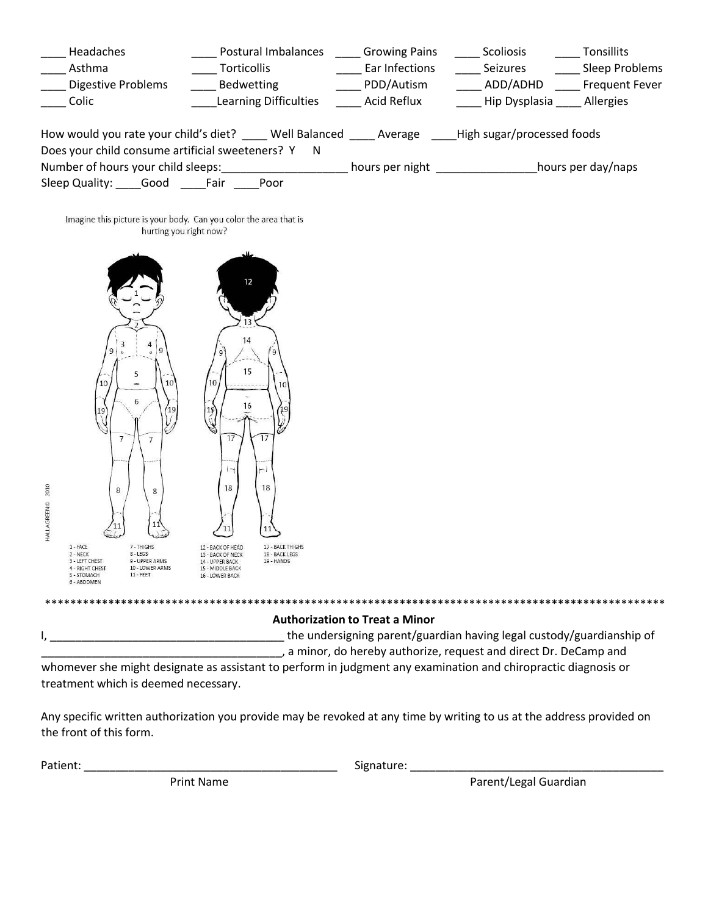____ Headaches ____ Postural Imbalances ____ Growing Pains ____ Scoliosis ____ Tonsillits
____ Asthma ____ Torticollis ____ Ear Infections ____ Seizures ____ Sleep Problems
____ Digestive Problems ____ Bedwetting ____ PDD/Autism ____ ADD/ADHD ____ Frequent Fever
____ Colic ____Learning Difficulties ____ Acid Reflux ____ Hip Dysplasia ____ Allergies

How would you rate your child's diet? ____ Well Balanced ____ Average ____High sugar/processed foods
Does your child consume artificial sweeteners? Y N
Number of hours your child sleeps:___________________ hours per night _______________hours per day/naps
Sleep Quality: ____Good ____Fair ____Poor

Imagine this picture is your body. Can you color the area that is hurting you right now?

1 - FACE
2 - NECK
3 - LEFT CHEST
4 - RIGHT CHEST
5 - STOMACH
6 - ABDOMEN
7 - THIGHS
8 - LEGS
9 - UPPER ARMS
10 - LOWER ARMS
11 - FEET
12 - BACK OF HEAD
13 - BACK OF NECK
14 - UPPER BACK
15 - MIDDLE BACK
16 - LOWER BACK
17 - BACK THIGHS
18 - BACK LEGS
19 - HANDS

HALLAGREEN© 2010

****************************************************************************************************

**Authorization to Treat a Minor**

I, ____________________________________ the undersigning parent/guardian having legal custody/guardianship of ____________________________________, a minor, do hereby authorize, request and direct Dr. DeCamp and whomever she might designate as assistant to perform in judgment any examination and chiropractic diagnosis or treatment which is deemed necessary.

Any specific written authorization you provide may be revoked at any time by writing to us at the address provided on the front of this form.

Patient: ________________________________________ Signature: ________________________________________
Print Name Parent/Legal Guardian